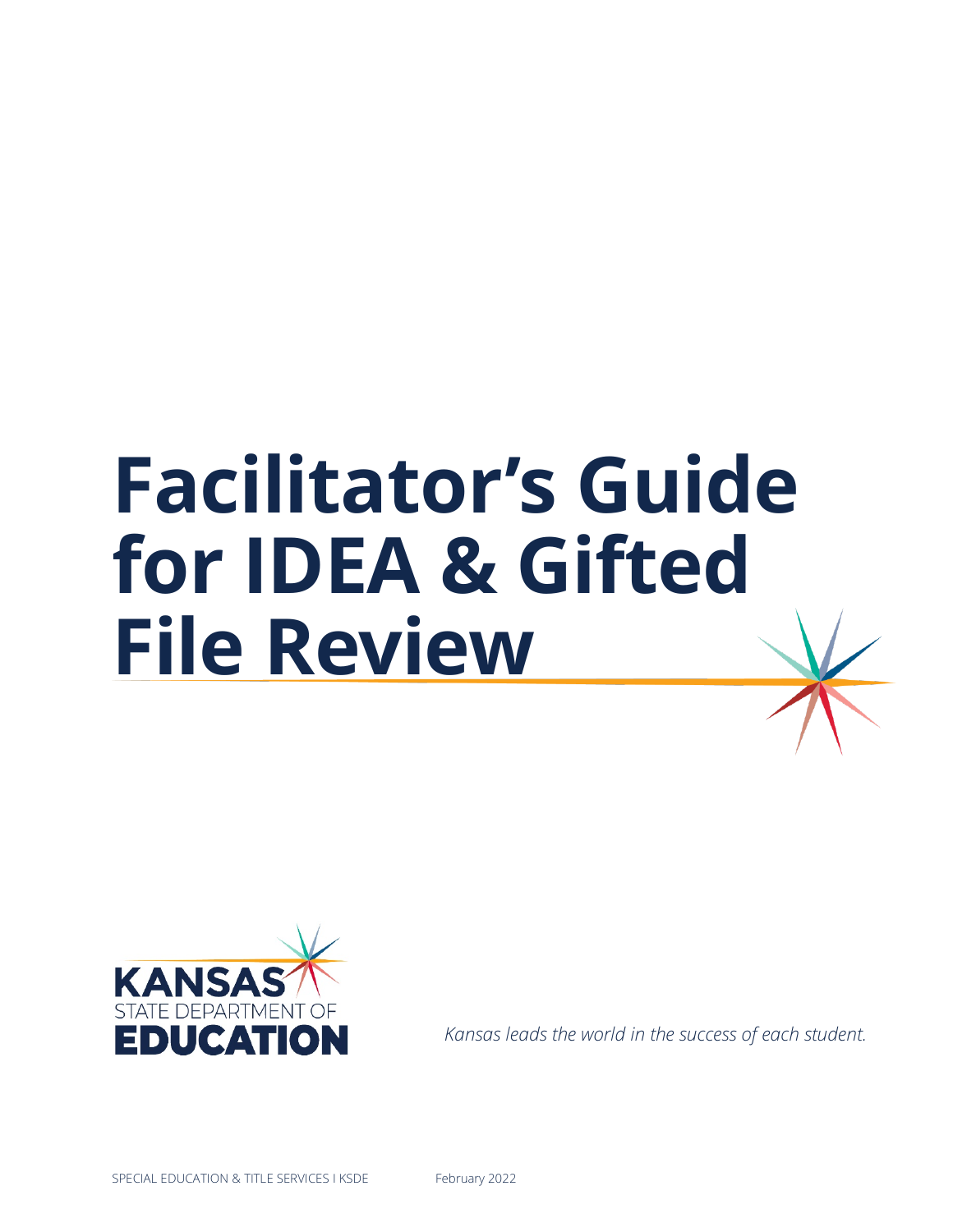# Facilitator's Guide for IDEA & Gifted File Review

KANSAS STATE DEPARTMENT OF EDUCATION

*Kansas leads the world in the success of each student.*

SPECIAL EDUCATION & TITLE SERVICES I KSDE

February 2022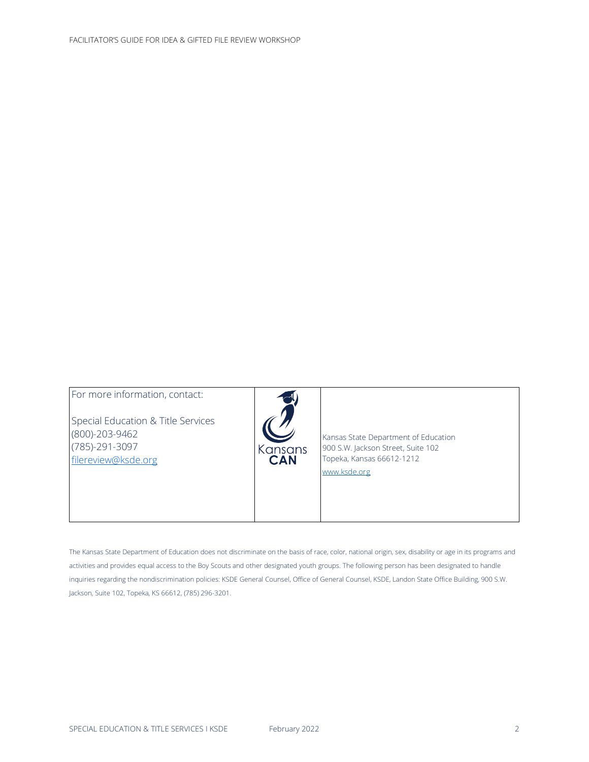| For more information, contact:<br><br>Special Education & Title Services<br>(800)-203-9462<br>(785)-291-3097<br>filereview@ksde.org | Kansas CAN | Kansas State Department of Education<br>900 S.W. Jackson Street, Suite 102<br>Topeka, Kansas 66612-1212<br>www.ksde.org |
|---|---|---|

The Kansas State Department of Education does not discriminate on the basis of race, color, national origin, sex, disability or age in its programs and activities and provides equal access to the Boy Scouts and other designated youth groups. The following person has been designated to handle inquiries regarding the nondiscrimination policies: KSDE General Counsel, Office of General Counsel, KSDE, Landon State Office Building, 900 S.W. Jackson, Suite 102, Topeka, KS 66612, (785) 296-3201.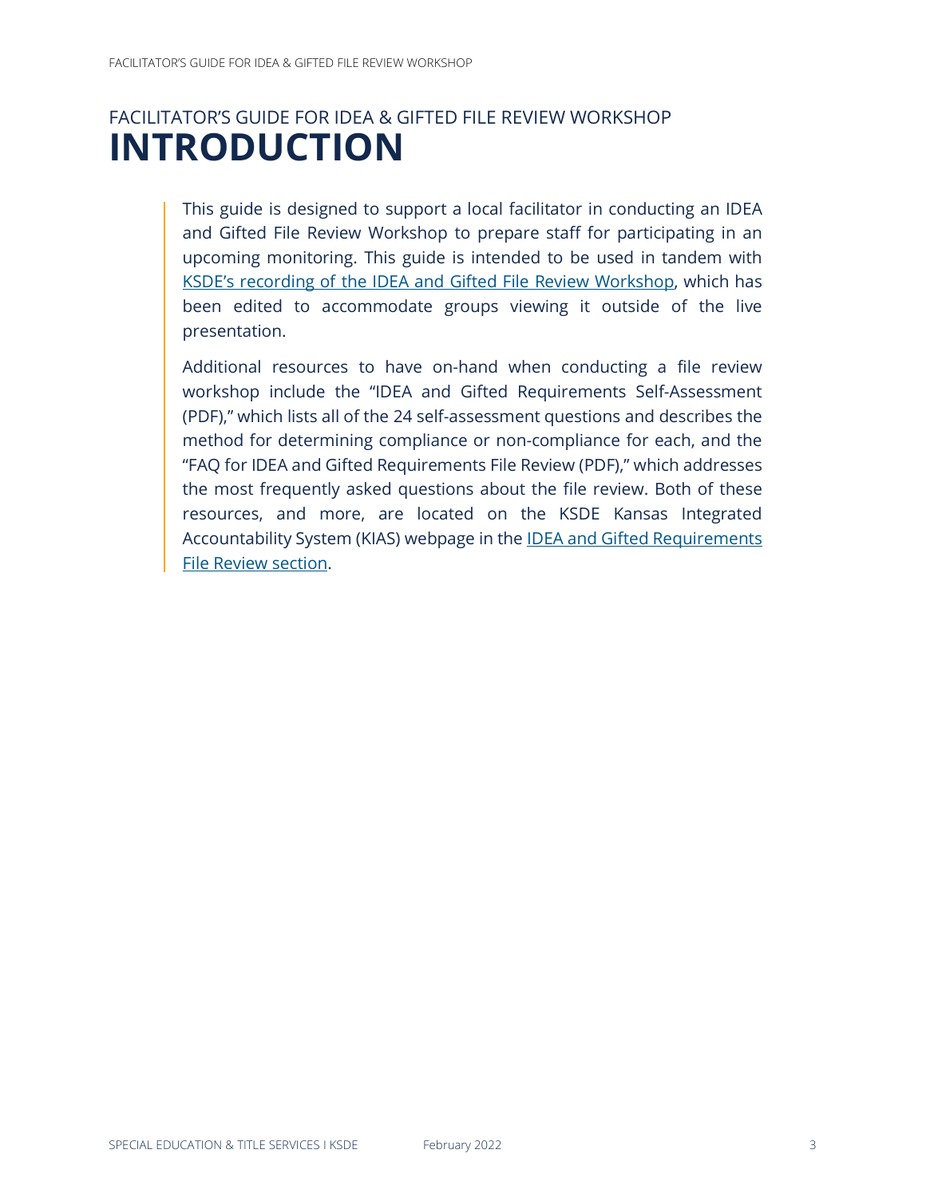FACILITATOR'S GUIDE FOR IDEA & GIFTED FILE REVIEW WORKSHOP

# INTRODUCTION

This guide is designed to support a local facilitator in conducting an IDEA and Gifted File Review Workshop to prepare staff for participating in an upcoming monitoring. This guide is intended to be used in tandem with KSDE's recording of the IDEA and Gifted File Review Workshop, which has been edited to accommodate groups viewing it outside of the live presentation.

Additional resources to have on-hand when conducting a file review workshop include the "IDEA and Gifted Requirements Self-Assessment (PDF)," which lists all of the 24 self-assessment questions and describes the method for determining compliance or non-compliance for each, and the "FAQ for IDEA and Gifted Requirements File Review (PDF)," which addresses the most frequently asked questions about the file review. Both of these resources, and more, are located on the KSDE Kansas Integrated Accountability System (KIAS) webpage in the IDEA and Gifted Requirements File Review section.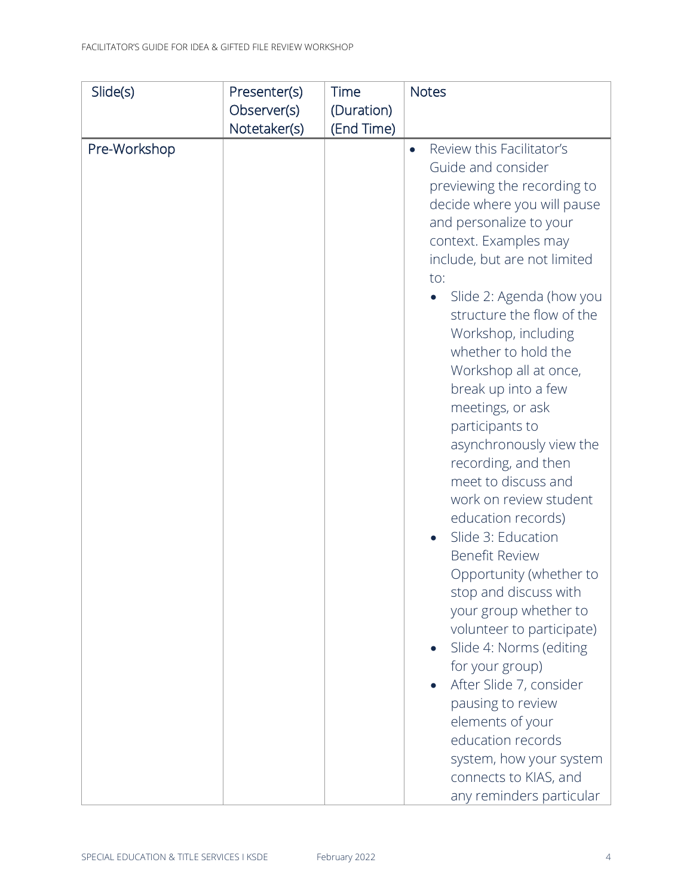| Slide(s) | Presenter(s) Observer(s) Notetaker(s) | Time (Duration) (End Time) | Notes |
|---|---|---|---|
| Pre-Workshop | | | • Review this Facilitator's Guide and consider previewing the recording to decide where you will pause and personalize to your context. Examples may include, but are not limited to: <br> ◦ Slide 2: Agenda (how you structure the flow of the Workshop, including whether to hold the Workshop all at once, break up into a few meetings, or ask participants to asynchronously view the recording, and then meet to discuss and work on review student education records) <br> ◦ Slide 3: Education Benefit Review Opportunity (whether to stop and discuss with your group whether to volunteer to participate) <br> ◦ Slide 4: Norms (editing for your group) <br> ◦ After Slide 7, consider pausing to review elements of your education records system, how your system connects to KIAS, and any reminders particular |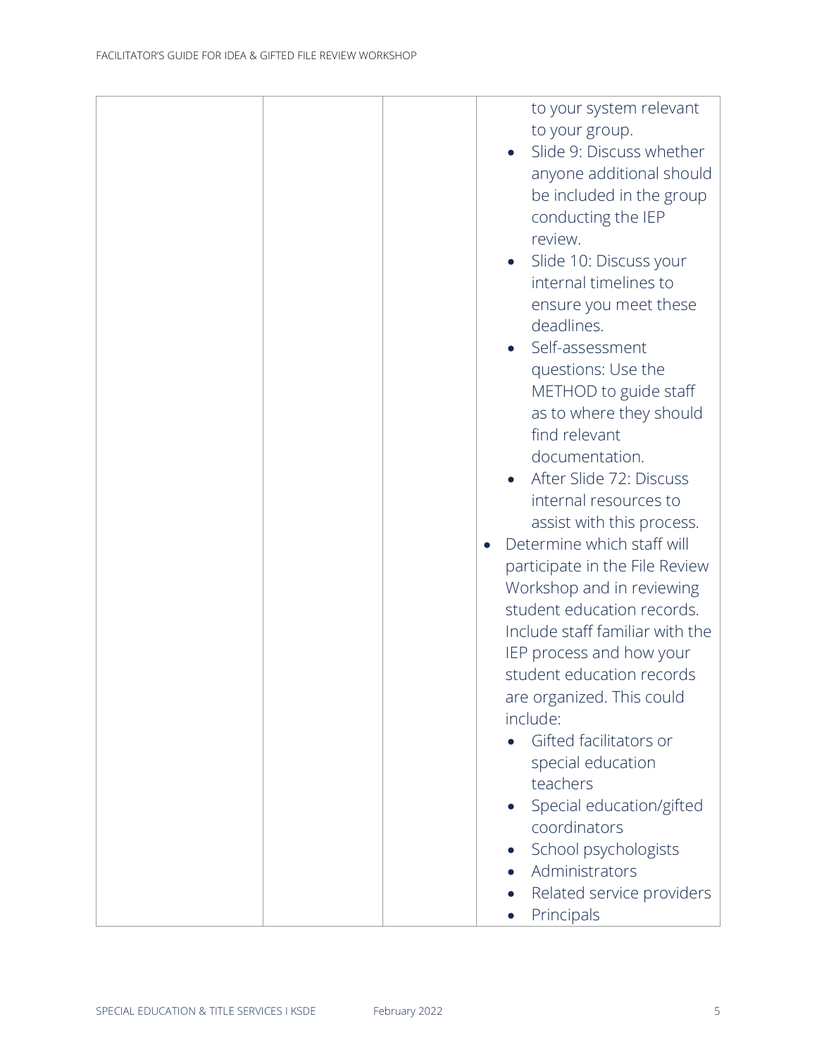| | | | to your system relevant to your group.<br>• Slide 9: Discuss whether anyone additional should be included in the group conducting the IEP review.<br>• Slide 10: Discuss your internal timelines to ensure you meet these deadlines.<br>• Self-assessment questions: Use the METHOD to guide staff as to where they should find relevant documentation.<br>• After Slide 72: Discuss internal resources to assist with this process.<br>• Determine which staff will participate in the File Review Workshop and in reviewing student education records. Include staff familiar with the IEP process and how your student education records are organized. This could include:<br>• Gifted facilitators or special education teachers<br>• Special education/gifted coordinators<br>• School psychologists<br>• Administrators<br>• Related service providers<br>• Principals |
|---|---|---|---|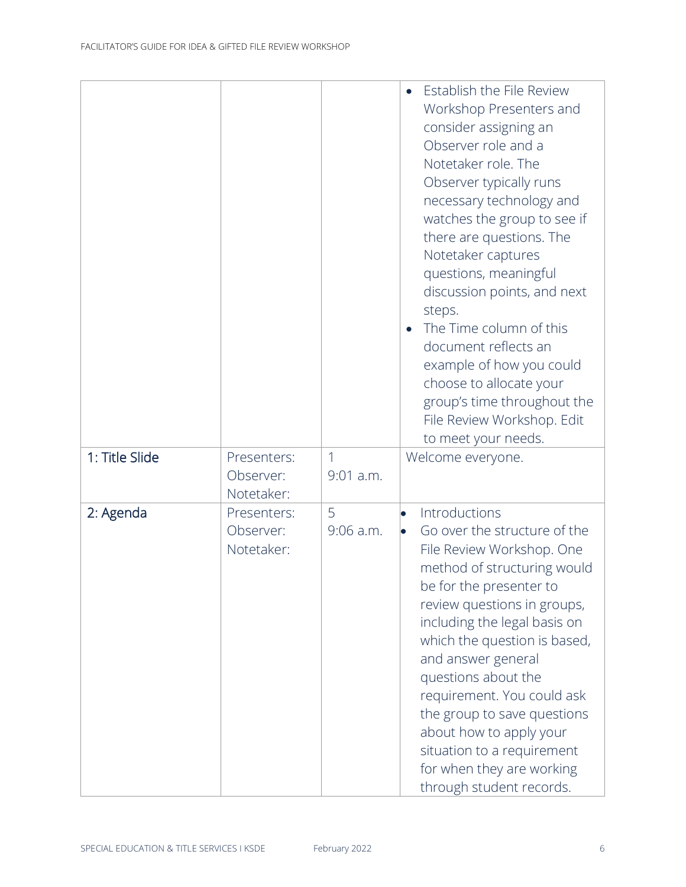| | | | |
|---|---|---|---|
| | | | • Establish the File Review Workshop Presenters and consider assigning an Observer role and a Notetaker role. The Observer typically runs necessary technology and watches the group to see if there are questions. The Notetaker captures questions, meaningful discussion points, and next steps.<br>• The Time column of this document reflects an example of how you could choose to allocate your group's time throughout the File Review Workshop. Edit to meet your needs. |
| 1: Title Slide | Presenters:<br>Observer:<br>Notetaker: | 1<br>9:01 a.m. | Welcome everyone. |
| 2: Agenda | Presenters:<br>Observer:<br>Notetaker: | 5<br>9:06 a.m. | • Introductions<br>• Go over the structure of the File Review Workshop. One method of structuring would be for the presenter to review questions in groups, including the legal basis on which the question is based, and answer general questions about the requirement. You could ask the group to save questions about how to apply your situation to a requirement for when they are working through student records. |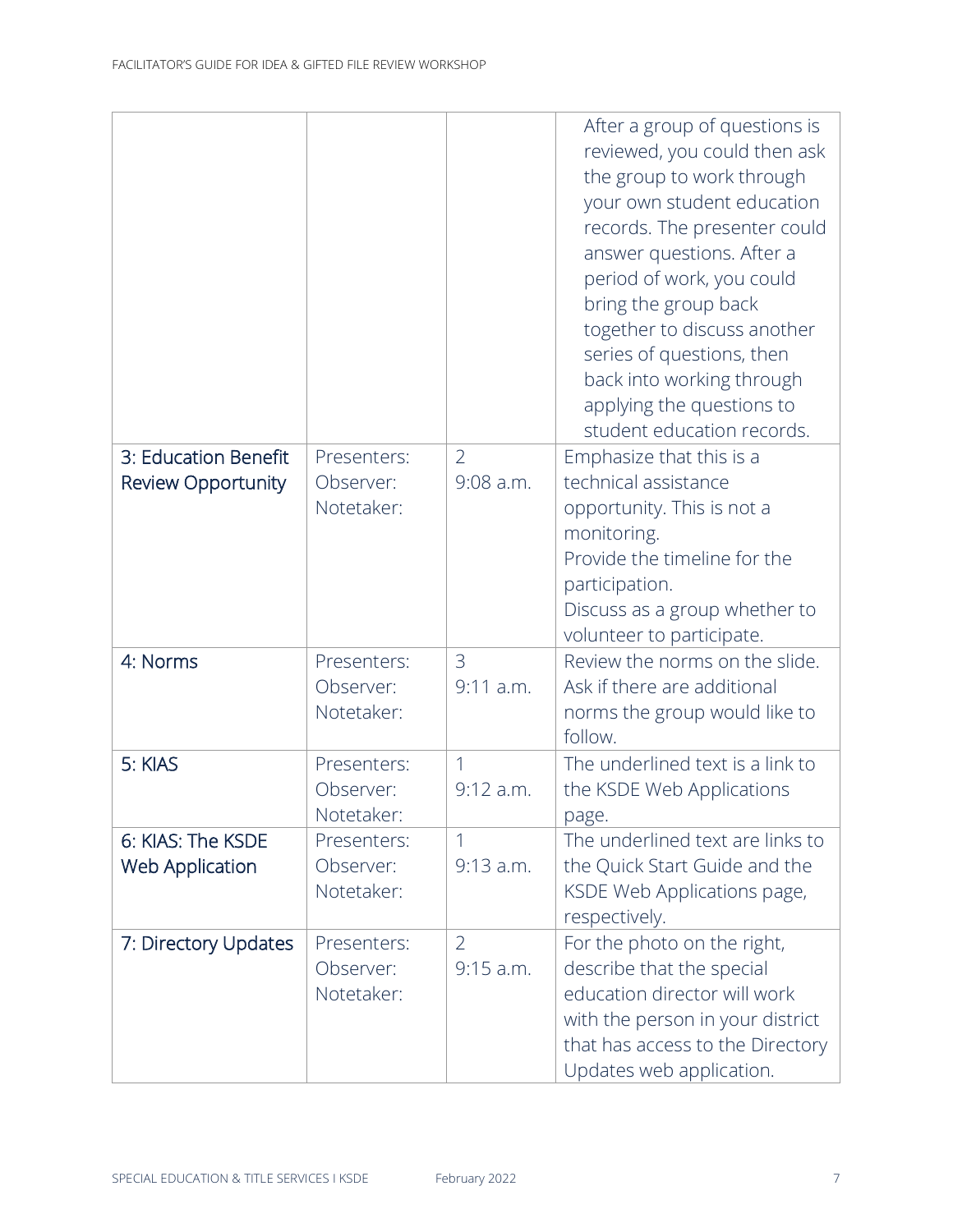| | | | |
|---|---|---|---|
| | | | After a group of questions is reviewed, you could then ask the group to work through your own student education records. The presenter could answer questions. After a period of work, you could bring the group back together to discuss another series of questions, then back into working through applying the questions to student education records. |
| 3: Education Benefit Review Opportunity | Presenters:<br>Observer:<br>Notetaker: | 2<br>9:08 a.m. | Emphasize that this is a technical assistance opportunity. This is not a monitoring.<br>Provide the timeline for the participation.<br>Discuss as a group whether to volunteer to participate. |
| 4: Norms | Presenters:<br>Observer:<br>Notetaker: | 3<br>9:11 a.m. | Review the norms on the slide. Ask if there are additional norms the group would like to follow. |
| 5: KIAS | Presenters:<br>Observer:<br>Notetaker: | 1<br>9:12 a.m. | The underlined text is a link to the KSDE Web Applications page. |
| 6: KIAS: The KSDE Web Application | Presenters:<br>Observer:<br>Notetaker: | 1<br>9:13 a.m. | The underlined text are links to the Quick Start Guide and the KSDE Web Applications page, respectively. |
| 7: Directory Updates | Presenters:<br>Observer:<br>Notetaker: | 2<br>9:15 a.m. | For the photo on the right, describe that the special education director will work with the person in your district that has access to the Directory Updates web application. |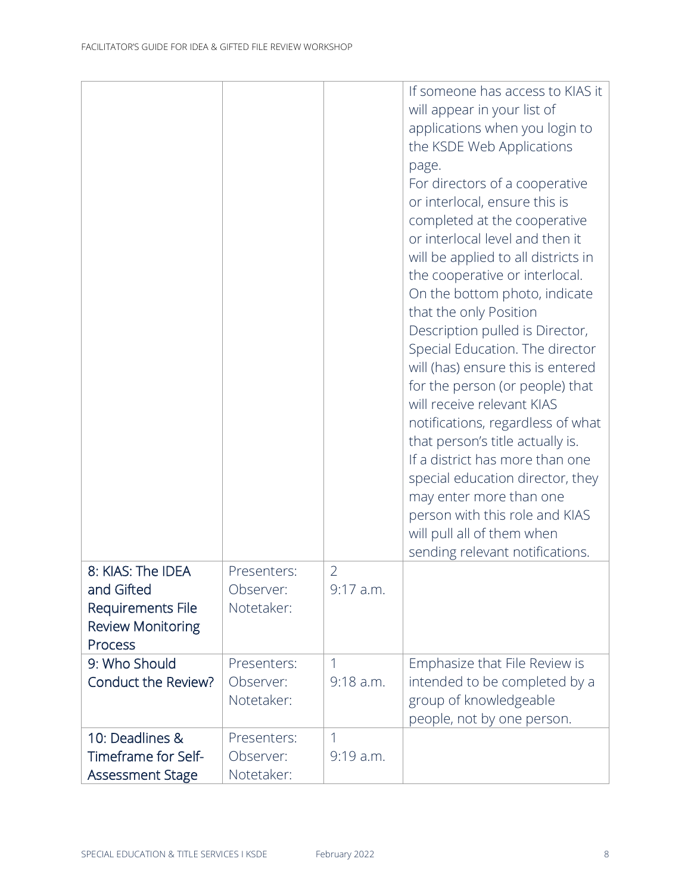| | | | |
|---|---|---|---|
| | | | If someone has access to KIAS it will appear in your list of applications when you login to the KSDE Web Applications page.<br>For directors of a cooperative or interlocal, ensure this is completed at the cooperative or interlocal level and then it will be applied to all districts in the cooperative or interlocal.<br>On the bottom photo, indicate that the only Position Description pulled is Director, Special Education. The director will (has) ensure this is entered for the person (or people) that will receive relevant KIAS notifications, regardless of what that person's title actually is.<br>If a district has more than one special education director, they may enter more than one person with this role and KIAS will pull all of them when sending relevant notifications. |
| 8: KIAS: The IDEA and Gifted Requirements File Review Monitoring Process | Presenters:<br>Observer:<br>Notetaker: | 2<br>9:17 a.m. | |
| 9: Who Should Conduct the Review? | Presenters:<br>Observer:<br>Notetaker: | 1<br>9:18 a.m. | Emphasize that File Review is intended to be completed by a group of knowledgeable people, not by one person. |
| 10: Deadlines & Timeframe for Self-Assessment Stage | Presenters:<br>Observer:<br>Notetaker: | 1<br>9:19 a.m. | |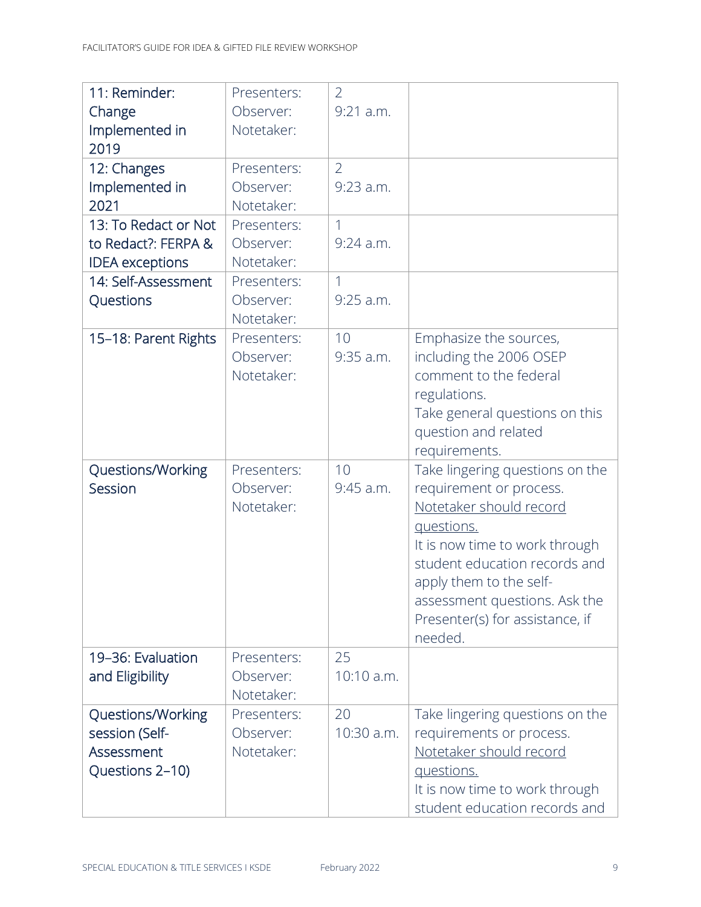| 11: Reminder: Change Implemented in 2019 | Presenters:<br>Observer:<br>Notetaker: | 2<br>9:21 a.m. | |
|---|---|---|---|
| 12: Changes Implemented in 2021 | Presenters:<br>Observer:<br>Notetaker: | 2<br>9:23 a.m. | |
| 13: To Redact or Not to Redact?: FERPA & IDEA exceptions | Presenters:<br>Observer:<br>Notetaker: | 1<br>9:24 a.m. | |
| 14: Self-Assessment Questions | Presenters:<br>Observer:<br>Notetaker: | 1<br>9:25 a.m. | |
| 15–18: Parent Rights | Presenters:<br>Observer:<br>Notetaker: | 10<br>9:35 a.m. | Emphasize the sources, including the 2006 OSEP comment to the federal regulations.<br>Take general questions on this question and related requirements. |
| Questions/Working Session | Presenters:<br>Observer:<br>Notetaker: | 10<br>9:45 a.m. | Take lingering questions on the requirement or process.<br>Notetaker should record questions.<br>It is now time to work through student education records and apply them to the self-assessment questions. Ask the Presenter(s) for assistance, if needed. |
| 19–36: Evaluation and Eligibility | Presenters:<br>Observer:<br>Notetaker: | 25<br>10:10 a.m. | |
| Questions/Working session (Self-Assessment Questions 2–10) | Presenters:<br>Observer:<br>Notetaker: | 20<br>10:30 a.m. | Take lingering questions on the requirements or process.<br>Notetaker should record questions.<br>It is now time to work through student education records and |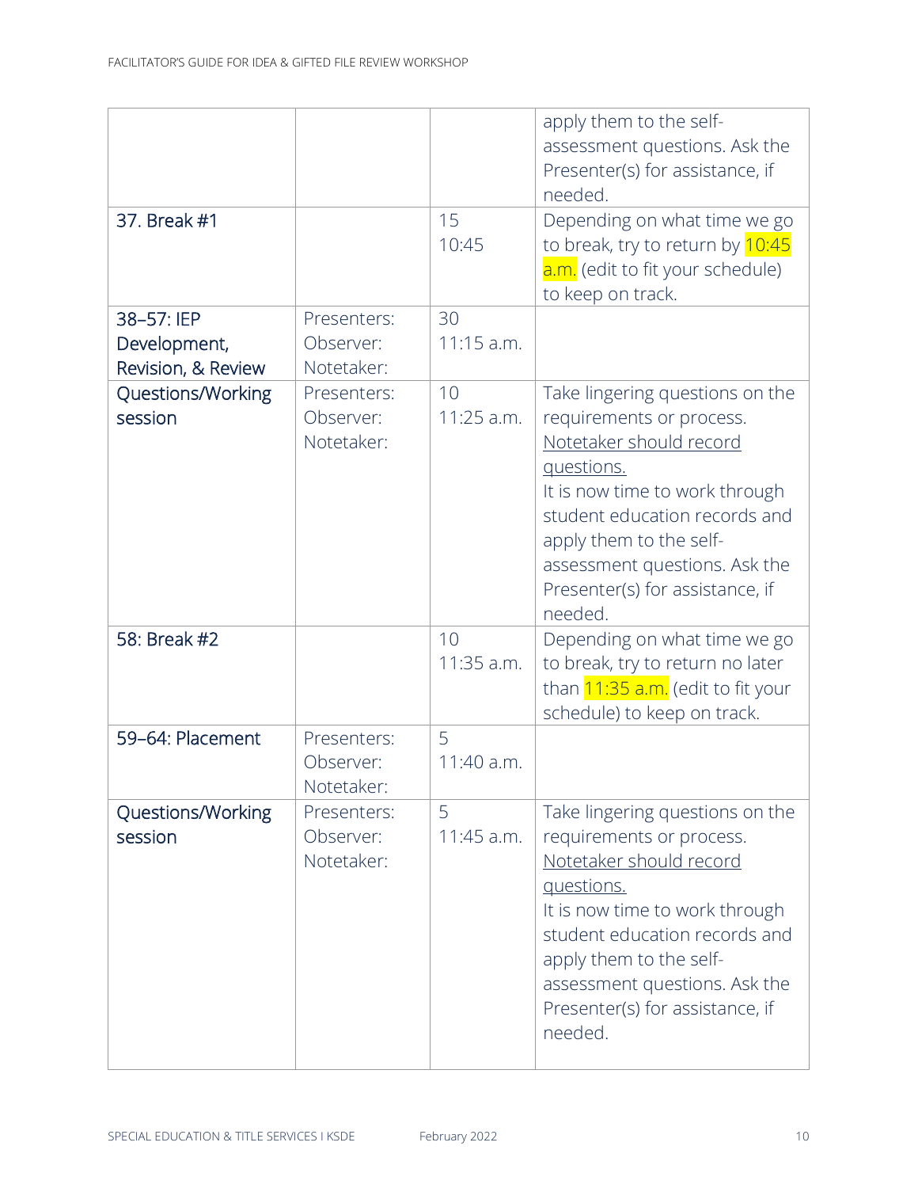| | | | |
|---|---|---|---|
| | | | apply them to the self-assessment questions. Ask the Presenter(s) for assistance, if needed. |
| 37. Break #1 | | 15<br>10:45 | Depending on what time we go to break, try to return by 10:45 a.m. (edit to fit your schedule) to keep on track. |
| 38–57: IEP Development, Revision, & Review | Presenters:<br>Observer:<br>Notetaker: | 30<br>11:15 a.m. | |
| Questions/Working session | Presenters:<br>Observer:<br>Notetaker: | 10<br>11:25 a.m. | Take lingering questions on the requirements or process. Notetaker should record questions.<br>It is now time to work through student education records and apply them to the self-assessment questions. Ask the Presenter(s) for assistance, if needed. |
| 58: Break #2 | | 10<br>11:35 a.m. | Depending on what time we go to break, try to return no later than 11:35 a.m. (edit to fit your schedule) to keep on track. |
| 59–64: Placement | Presenters:<br>Observer:<br>Notetaker: | 5<br>11:40 a.m. | |
| Questions/Working session | Presenters:<br>Observer:<br>Notetaker: | 5<br>11:45 a.m. | Take lingering questions on the requirements or process. Notetaker should record questions.<br>It is now time to work through student education records and apply them to the self-assessment questions. Ask the Presenter(s) for assistance, if needed. |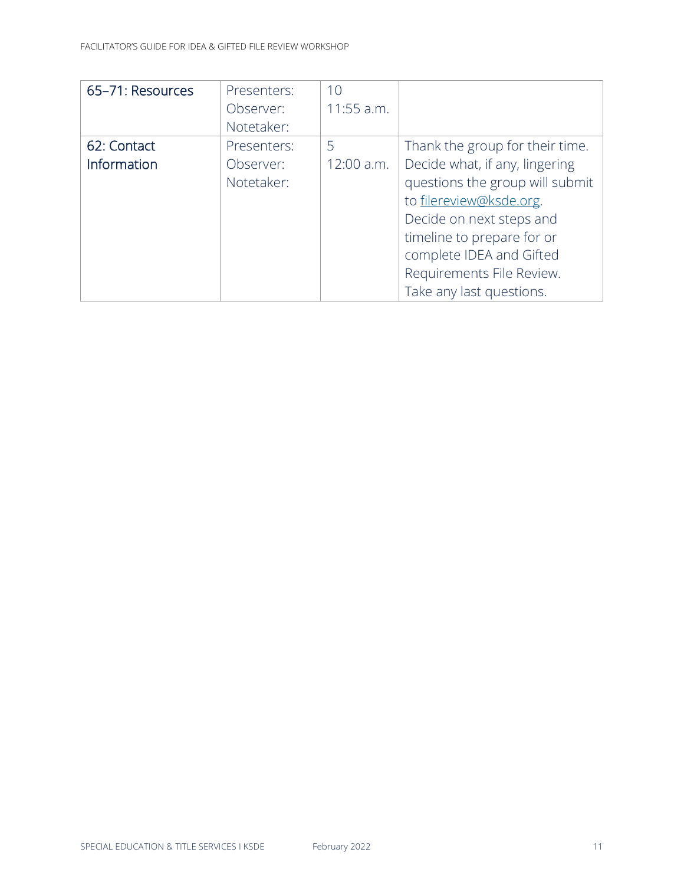| | | | |
|---|---|---|---|
| 65–71: Resources | Presenters:<br>Observer:<br>Notetaker: | 10<br>11:55 a.m. | |
| 62: Contact Information | Presenters:<br>Observer:<br>Notetaker: | 5<br>12:00 a.m. | Thank the group for their time. Decide what, if any, lingering questions the group will submit to filereview@ksde.org. Decide on next steps and timeline to prepare for or complete IDEA and Gifted Requirements File Review. Take any last questions. |